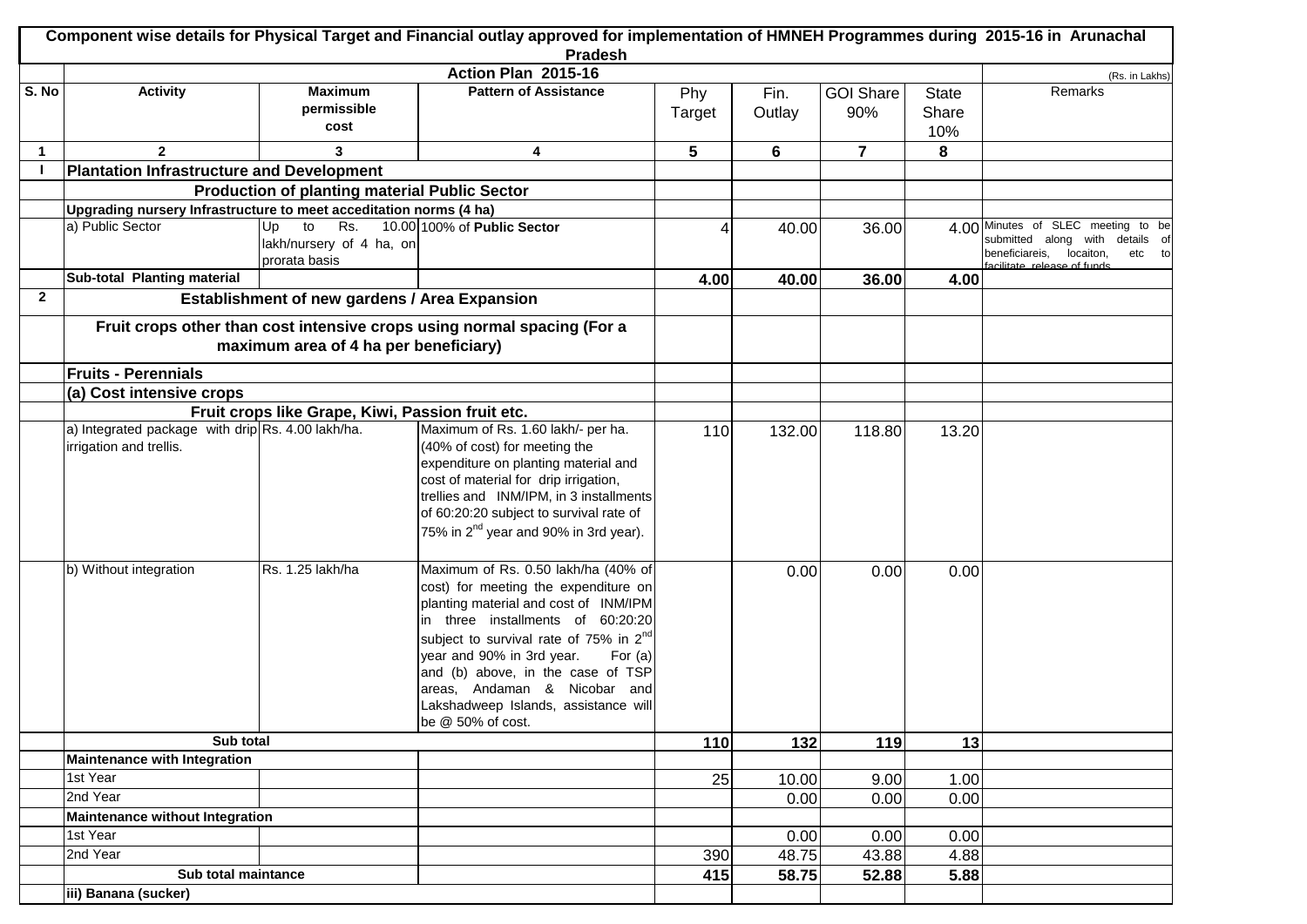## Component wise details for Physical Target and Financial outlay approved for implementation of HMNEH Programmes during 2015-16 in Arunachal Pradesh

### Action Plan 2015-16

(Rs. in Lakhs)

| S. No | Activity | Maximum permissible cost | Pattern of Assistance | Phy Target | Fin. Outlay | GOI Share 90% | State Share 10% | Remarks |
|---|---|---|---|---|---|---|---|---|
| 1 | 2 | 3 | 4 | 5 | 6 | 7 | 8 | |
| I | **Plantation Infrastructure and Development** | | | | | | | |
| | **Production of planting material Public Sector** | | | | | | | |
| | **Upgrading nursery Infrastructure to meet acceditation norms (4 ha)** | | | | | | | |
| | a) Public Sector | Up to Rs. 10.00 lakh/nursery of 4 ha, on prorata basis | 100% of **Public Sector** | 4 | 40.00 | 36.00 | 4.00 | Minutes of SLEC meeting to be submitted along with details of beneficiareis, locaiton, etc to facilitate release of funds |
| | **Sub-total Planting material** | | | **4.00** | **40.00** | **36.00** | **4.00** | |
| 2 | **Establishment of new gardens / Area Expansion** | | | | | | | |
| | **Fruit crops other than cost intensive crops using normal spacing (For a maximum area of 4 ha per beneficiary)** | | | | | | | |
| | **Fruits - Perennials** | | | | | | | |
| | **(a) Cost intensive crops** | | | | | | | |
| | **Fruit crops like Grape, Kiwi, Passion fruit etc.** | | | | | | | |
| | a) Integrated package with drip irrigation and trellis. | Rs. 4.00 lakh/ha. | Maximum of Rs. 1.60 lakh/- per ha. (40% of cost) for meeting the expenditure on planting material and cost of material for drip irrigation, trellies and INM/IPM, in 3 installments of 60:20:20 subject to survival rate of 75% in 2[nd] year and 90% in 3rd year). | 110 | 132.00 | 118.80 | 13.20 | |
| | b) Without integration | Rs. 1.25 lakh/ha | Maximum of Rs. 0.50 lakh/ha (40% of cost) for meeting the expenditure on planting material and cost of INM/IPM in three installments of 60:20:20 subject to survival rate of 75% in 2[nd] year and 90% in 3rd year. For (a) and (b) above, in the case of TSP areas, Andaman & Nicobar and Lakshadweep Islands, assistance will be @ 50% of cost. | | 0.00 | 0.00 | 0.00 | |
| | **Sub total** | | | **110** | **132** | **119** | **13** | |
| | **Maintenance with Integration** | | | | | | | |
| | 1st Year | | | 25 | 10.00 | 9.00 | 1.00 | |
| | 2nd Year | | | | 0.00 | 0.00 | 0.00 | |
| | **Maintenance without Integration** | | | | | | | |
| | 1st Year | | | | 0.00 | 0.00 | 0.00 | |
| | 2nd Year | | | 390 | 48.75 | 43.88 | 4.88 | |
| | **Sub total maintance** | | | **415** | **58.75** | **52.88** | **5.88** | |
| | **iii) Banana (sucker)** | | | | | | | |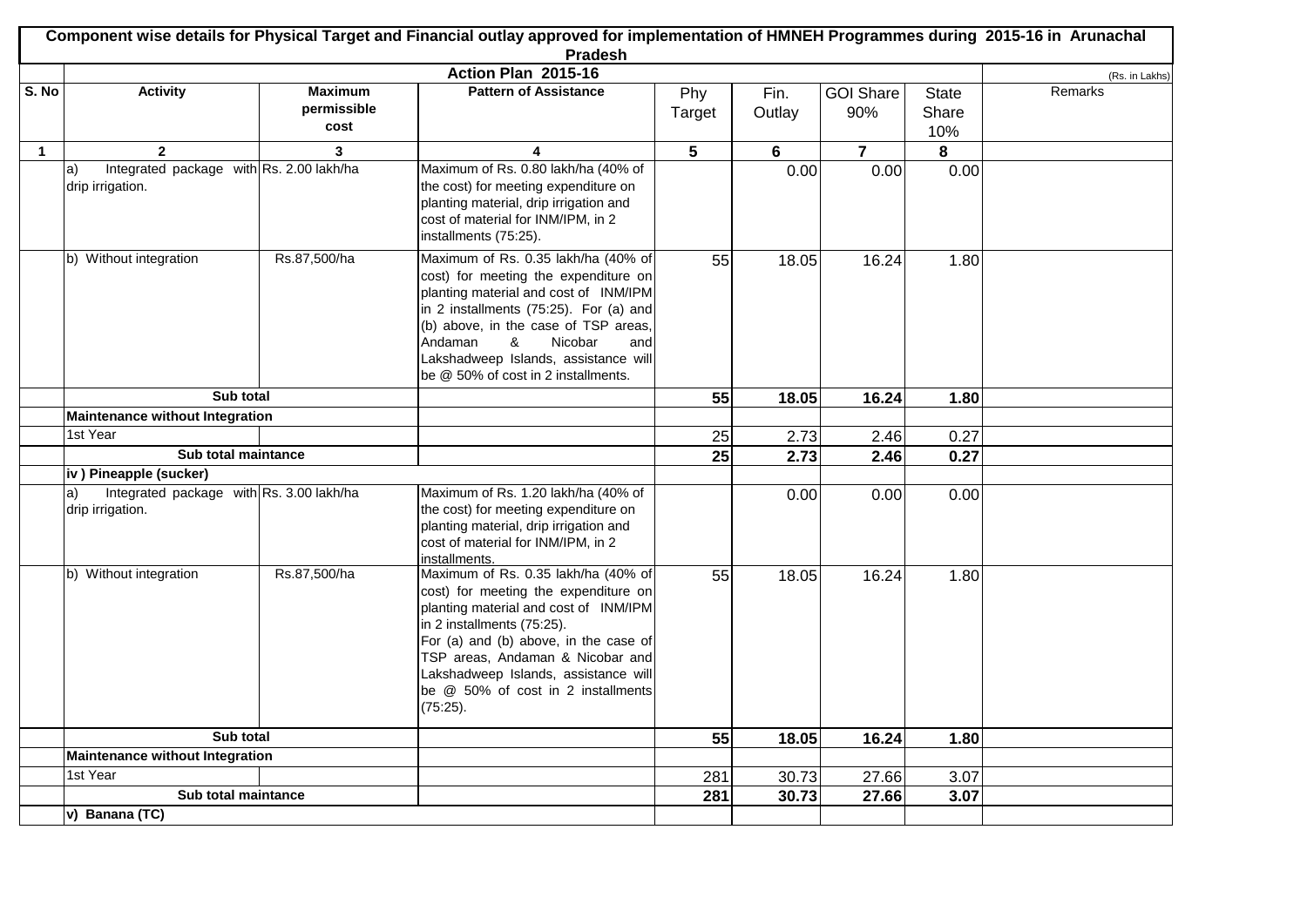**Component wise details for Physical Target and Financial outlay approved for implementation of HMNEH Programmes during 2015-16 in Arunachal Pradesh**

**Action Plan 2015-16**

(Rs. in Lakhs)

| S. No | Activity | Maximum permissible cost | Pattern of Assistance | Phy Target | Fin. Outlay | GOI Share 90% | State Share 10% | Remarks |
|---|---|---|---|---|---|---|---|---|
| 1 | 2 | 3 | 4 | 5 | 6 | 7 | 8 | |
| | a) Integrated package with drip irrigation. | Rs. 2.00 lakh/ha | Maximum of Rs. 0.80 lakh/ha (40% of the cost) for meeting expenditure on planting material, drip irrigation and cost of material for INM/IPM, in 2 installments (75:25). | | 0.00 | 0.00 | 0.00 | |
| | b) Without integration | Rs.87,500/ha | Maximum of Rs. 0.35 lakh/ha (40% of cost) for meeting the expenditure on planting material and cost of INM/IPM in 2 installments (75:25). For (a) and (b) above, in the case of TSP areas, Andaman & Nicobar and Lakshadweep Islands, assistance will be @ 50% of cost in 2 installments. | 55 | 18.05 | 16.24 | 1.80 | |
| | **Sub total** | | | **55** | **18.05** | **16.24** | **1.80** | |
| | **Maintenance without Integration** | | | | | | | |
| | 1st Year | | | 25 | 2.73 | 2.46 | 0.27 | |
| | **Sub total maintance** | | | **25** | **2.73** | **2.46** | **0.27** | |
| | **iv ) Pineapple (sucker)** | | | | | | | |
| | a) Integrated package with drip irrigation. | Rs. 3.00 lakh/ha | Maximum of Rs. 1.20 lakh/ha (40% of the cost) for meeting expenditure on planting material, drip irrigation and cost of material for INM/IPM, in 2 installments. | | 0.00 | 0.00 | 0.00 | |
| | b) Without integration | Rs.87,500/ha | Maximum of Rs. 0.35 lakh/ha (40% of cost) for meeting the expenditure on planting material and cost of INM/IPM in 2 installments (75:25). For (a) and (b) above, in the case of TSP areas, Andaman & Nicobar and Lakshadweep Islands, assistance will be @ 50% of cost in 2 installments (75:25). | 55 | 18.05 | 16.24 | 1.80 | |
| | **Sub total** | | | **55** | **18.05** | **16.24** | **1.80** | |
| | **Maintenance without Integration** | | | | | | | |
| | 1st Year | | | 281 | 30.73 | 27.66 | 3.07 | |
| | **Sub total maintance** | | | **281** | **30.73** | **27.66** | **3.07** | |
| | **v) Banana (TC)** | | | | | | | |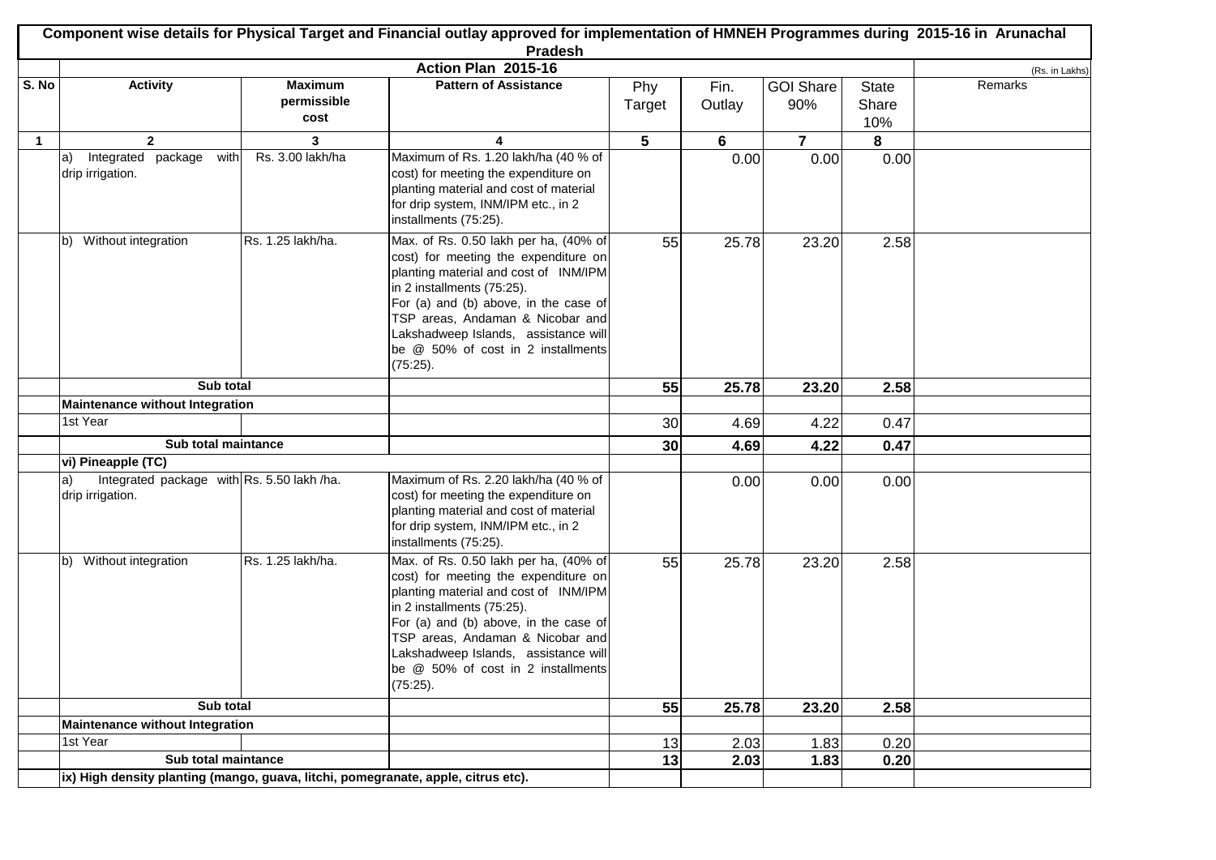## Component wise details for Physical Target and Financial outlay approved for implementation of HMNEH Programmes during 2015-16 in Arunachal Pradesh

| | Action Plan 2015-16 | | | | | | | | (Rs. in Lakhs) |
|---|---|---|---|---|---|---|---|---|---|
| S. No | Activity | Maximum permissible cost | Pattern of Assistance | Phy Target | Fin. Outlay | GOI Share 90% | State Share 10% | Remarks |
| 1 | 2 | 3 | 4 | 5 | 6 | 7 | 8 | |
| | a) Integrated package with drip irrigation. | Rs. 3.00 lakh/ha | Maximum of Rs. 1.20 lakh/ha (40 % of cost) for meeting the expenditure on planting material and cost of material for drip system, INM/IPM etc., in 2 installments (75:25). | | 0.00 | 0.00 | 0.00 | |
| | b) Without integration | Rs. 1.25 lakh/ha. | Max. of Rs. 0.50 lakh per ha, (40% of cost) for meeting the expenditure on planting material and cost of INM/IPM in 2 installments (75:25). For (a) and (b) above, in the case of TSP areas, Andaman & Nicobar and Lakshadweep Islands, assistance will be @ 50% of cost in 2 installments (75:25). | 55 | 25.78 | 23.20 | 2.58 | |
| | **Sub total** | | | **55** | **25.78** | **23.20** | **2.58** | |
| | **Maintenance without Integration** | | | | | | | |
| | 1st Year | | | 30 | 4.69 | 4.22 | 0.47 | |
| | **Sub total maintance** | | | **30** | **4.69** | **4.22** | **0.47** | |
| | **vi) Pineapple (TC)** | | | | | | | |
| | a) Integrated package with drip irrigation. | Rs. 5.50 lakh /ha. | Maximum of Rs. 2.20 lakh/ha (40 % of cost) for meeting the expenditure on planting material and cost of material for drip system, INM/IPM etc., in 2 installments (75:25). | | 0.00 | 0.00 | 0.00 | |
| | b) Without integration | Rs. 1.25 lakh/ha. | Max. of Rs. 0.50 lakh per ha, (40% of cost) for meeting the expenditure on planting material and cost of INM/IPM in 2 installments (75:25). For (a) and (b) above, in the case of TSP areas, Andaman & Nicobar and Lakshadweep Islands, assistance will be @ 50% of cost in 2 installments (75:25). | 55 | 25.78 | 23.20 | 2.58 | |
| | **Sub total** | | | **55** | **25.78** | **23.20** | **2.58** | |
| | **Maintenance without Integration** | | | | | | | |
| | 1st Year | | | 13 | 2.03 | 1.83 | 0.20 | |
| | **Sub total maintance** | | | **13** | **2.03** | **1.83** | **0.20** | |
| | **ix) High density planting (mango, guava, litchi, pomegranate, apple, citrus etc).** | | | | | | | |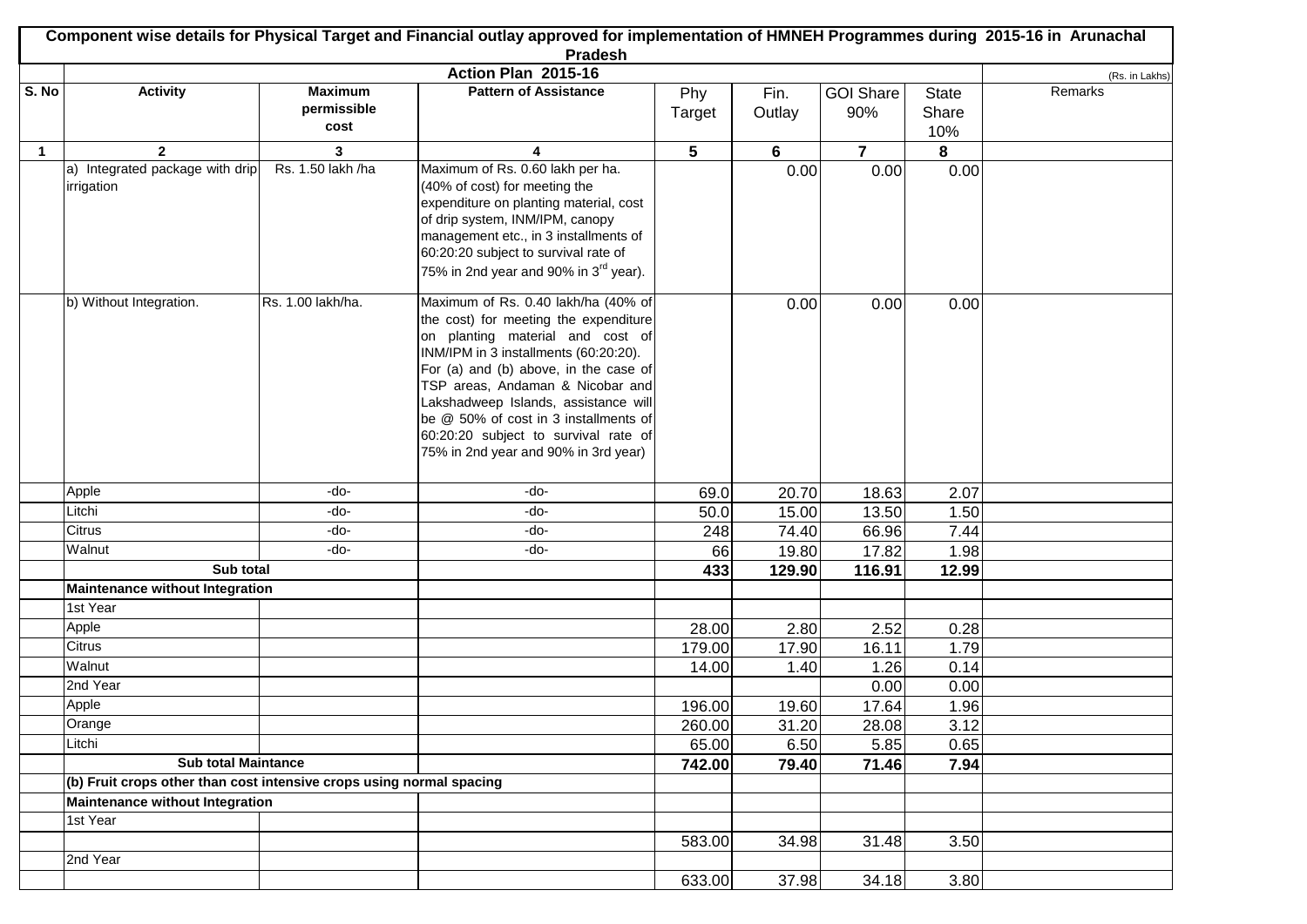**Component wise details for Physical Target and Financial outlay approved for implementation of HMNEH Programmes during 2015-16 in Arunachal Pradesh**

**Action Plan 2015-16**

(Rs. in Lakhs)

| S. No | Activity | Maximum permissible cost | Pattern of Assistance | Phy Target | Fin. Outlay | GOI Share 90% | State Share 10% | Remarks |
|---|---|---|---|---|---|---|---|---|
| 1 | 2 | 3 | 4 | 5 | 6 | 7 | 8 | |
| | a) Integrated package with drip irrigation | Rs. 1.50 lakh /ha | Maximum of Rs. 0.60 lakh per ha. (40% of cost) for meeting the expenditure on planting material, cost of drip system, INM/IPM, canopy management etc., in 3 installments of 60:20:20 subject to survival rate of 75% in 2nd year and 90% in 3rd year). | | 0.00 | 0.00 | 0.00 | |
| | b) Without Integration. | Rs. 1.00 lakh/ha. | Maximum of Rs. 0.40 lakh/ha (40% of the cost) for meeting the expenditure on planting material and cost of INM/IPM in 3 installments (60:20:20). For (a) and (b) above, in the case of TSP areas, Andaman & Nicobar and Lakshadweep Islands, assistance will be @ 50% of cost in 3 installments of 60:20:20 subject to survival rate of 75% in 2nd year and 90% in 3rd year) | | 0.00 | 0.00 | 0.00 | |
| | Apple | -do- | -do- | 69.0 | 20.70 | 18.63 | 2.07 | |
| | Litchi | -do- | -do- | 50.0 | 15.00 | 13.50 | 1.50 | |
| | Citrus | -do- | -do- | 248 | 74.40 | 66.96 | 7.44 | |
| | Walnut | -do- | -do- | 66 | 19.80 | 17.82 | 1.98 | |
| | **Sub total** | | | **433** | **129.90** | **116.91** | **12.99** | |
| | **Maintenance without Integration** | | | | | | | |
| | 1st Year | | | | | | | |
| | Apple | | | 28.00 | 2.80 | 2.52 | 0.28 | |
| | Citrus | | | 179.00 | 17.90 | 16.11 | 1.79 | |
| | Walnut | | | 14.00 | 1.40 | 1.26 | 0.14 | |
| | 2nd Year | | | | | 0.00 | 0.00 | |
| | Apple | | | 196.00 | 19.60 | 17.64 | 1.96 | |
| | Orange | | | 260.00 | 31.20 | 28.08 | 3.12 | |
| | Litchi | | | 65.00 | 6.50 | 5.85 | 0.65 | |
| | **Sub total Maintance** | | | **742.00** | **79.40** | **71.46** | **7.94** | |
| | **(b) Fruit crops other than cost intensive crops using normal spacing** | | | | | | | |
| | **Maintenance without Integration** | | | | | | | |
| | 1st Year | | | | | | | |
| | | | | 583.00 | 34.98 | 31.48 | 3.50 | |
| | 2nd Year | | | | | | | |
| | | | | 633.00 | 37.98 | 34.18 | 3.80 | |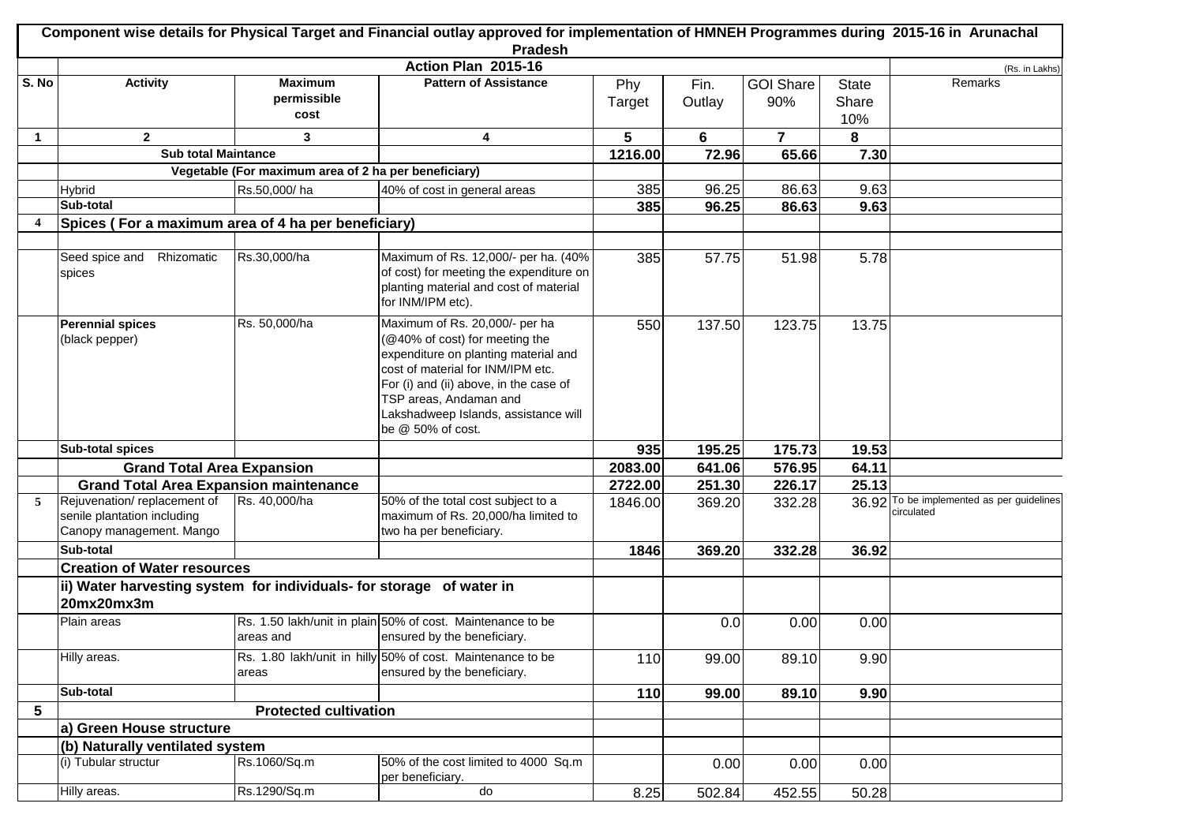## Component wise details for Physical Target and Financial outlay approved for implementation of HMNEH Programmes during 2015-16 in Arunachal Pradesh

### Action Plan 2015-16

(Rs. in Lakhs)

| S. No | Activity | Maximum permissible cost | Pattern of Assistance | Phy Target | Fin. Outlay | GOI Share 90% | State Share 10% | Remarks |
|---|---|---|---|---|---|---|---|---|
| 1 | 2 | 3 | 4 | 5 | 6 | 7 | 8 | |
| | Sub total Maintance | | | 1216.00 | 72.96 | 65.66 | 7.30 | |
| | Vegetable (For maximum area of 2 ha per beneficiary) | | | | | | | |
| | Hybrid | Rs.50,000/ ha | 40% of cost in general areas | 385 | 96.25 | 86.63 | 9.63 | |
| | **Sub-total** | | | **385** | **96.25** | **86.63** | **9.63** | |
| **4** | **Spices ( For a maximum area of 4 ha per beneficiary)** | | | | | | | |
| | | | | | | | | |
| | Seed spice and Rhizomatic spices | Rs.30,000/ha | Maximum of Rs. 12,000/- per ha. (40% of cost) for meeting the expenditure on planting material and cost of material for INM/IPM etc). | 385 | 57.75 | 51.98 | 5.78 | |
| | **Perennial spices** (black pepper) | Rs. 50,000/ha | Maximum of Rs. 20,000/- per ha (@40% of cost) for meeting the expenditure on planting material and cost of material for INM/IPM etc. For (i) and (ii) above, in the case of TSP areas, Andaman and Lakshadweep Islands, assistance will be @ 50% of cost. | 550 | 137.50 | 123.75 | 13.75 | |
| | **Sub-total spices** | | | **935** | **195.25** | **175.73** | **19.53** | |
| | **Grand Total Area Expansion** | | | **2083.00** | **641.06** | **576.95** | **64.11** | |
| | **Grand Total Area Expansion maintenance** | | | **2722.00** | **251.30** | **226.17** | **25.13** | |
| **5** | Rejuvenation/ replacement of senile plantation including Canopy management. Mango | Rs. 40,000/ha | 50% of the total cost subject to a maximum of Rs. 20,000/ha limited to two ha per beneficiary. | 1846.00 | 369.20 | 332.28 | 36.92 | To be implemented as per guidelines circulated |
| | **Sub-total** | | | **1846** | **369.20** | **332.28** | **36.92** | |
| | **Creation of Water resources** | | | | | | | |
| | **ii) Water harvesting system for individuals- for storage of water in 20mx20mx3m** | | | | | | | |
| | Plain areas | Rs. 1.50 lakh/unit in plain areas and | 50% of cost. Maintenance to be ensured by the beneficiary. | | 0.0 | 0.00 | 0.00 | |
| | Hilly areas. | Rs. 1.80 lakh/unit in hilly areas | 50% of cost. Maintenance to be ensured by the beneficiary. | 110 | 99.00 | 89.10 | 9.90 | |
| | **Sub-total** | | | **110** | **99.00** | **89.10** | **9.90** | |
| **5** | **Protected cultivation** | | | | | | | |
| | **a) Green House structure** | | | | | | | |
| | **(b) Naturally ventilated system** | | | | | | | |
| | (i) Tubular structur | Rs.1060/Sq.m | 50% of the cost limited to 4000 Sq.m per beneficiary. | | 0.00 | 0.00 | 0.00 | |
| | Hilly areas. | Rs.1290/Sq.m | do | 8.25 | 502.84 | 452.55 | 50.28 | |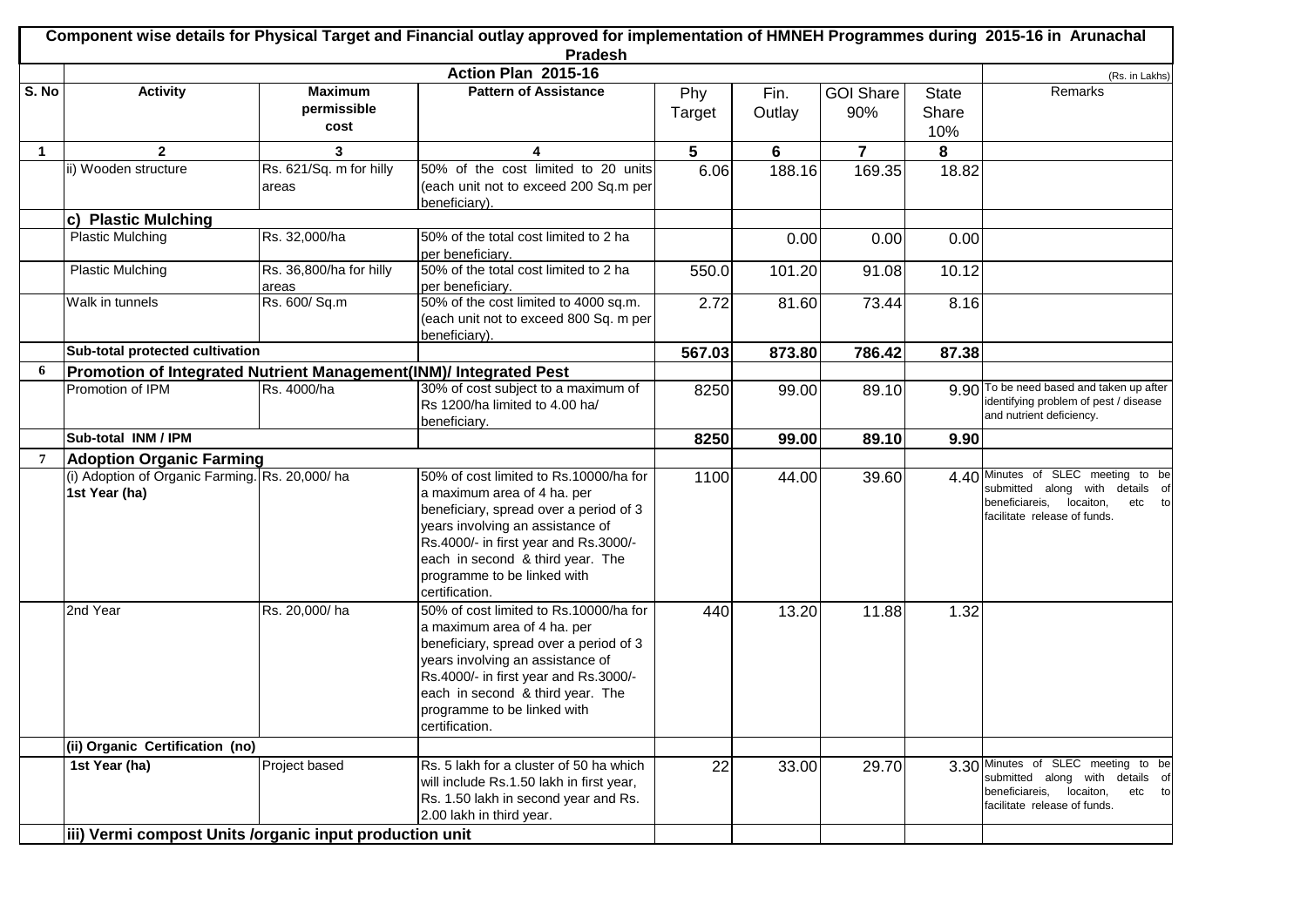**Component wise details for Physical Target and Financial outlay approved for implementation of HMNEH Programmes during 2015-16 in Arunachal Pradesh**

**Action Plan 2015-16** (Rs. in Lakhs)

| S. No | Activity | Maximum permissible cost | Pattern of Assistance | Phy Target | Fin. Outlay | GOI Share 90% | State Share 10% | Remarks |
|---|---|---|---|---|---|---|---|---|
| 1 | 2 | 3 | 4 | 5 | 6 | 7 | 8 | |
| | ii) Wooden structure | Rs. 621/Sq. m for hilly areas | 50% of the cost limited to 20 units (each unit not to exceed 200 Sq.m per beneficiary). | 6.06 | 188.16 | 169.35 | 18.82 | |
| | **c) Plastic Mulching** | | | | | | | |
| | Plastic Mulching | Rs. 32,000/ha | 50% of the total cost limited to 2 ha per beneficiary. | | 0.00 | 0.00 | 0.00 | |
| | Plastic Mulching | Rs. 36,800/ha for hilly areas | 50% of the total cost limited to 2 ha per beneficiary. | 550.0 | 101.20 | 91.08 | 10.12 | |
| | Walk in tunnels | Rs. 600/ Sq.m | 50% of the cost limited to 4000 sq.m. (each unit not to exceed 800 Sq. m per beneficiary). | 2.72 | 81.60 | 73.44 | 8.16 | |
| | **Sub-total protected cultivation** | | | **567.03** | **873.80** | **786.42** | **87.38** | |
| **6** | **Promotion of Integrated Nutrient Management(INM)/ Integrated Pest** | | | | | | | |
| | Promotion of IPM | Rs. 4000/ha | 30% of cost subject to a maximum of Rs 1200/ha limited to 4.00 ha/ beneficiary. | 8250 | 99.00 | 89.10 | 9.90 | To be need based and taken up after identifying problem of pest / disease and nutrient deficiency. |
| | **Sub-total INM / IPM** | | | **8250** | **99.00** | **89.10** | **9.90** | |
| **7** | **Adoption Organic Farming** | | | | | | | |
| | (i) Adoption of Organic Farming. **1st Year (ha)** | Rs. 20,000/ ha | 50% of cost limited to Rs.10000/ha for a maximum area of 4 ha. per beneficiary, spread over a period of 3 years involving an assistance of Rs.4000/- in first year and Rs.3000/- each in second & third year. The programme to be linked with certification. | 1100 | 44.00 | 39.60 | 4.40 | Minutes of SLEC meeting to be submitted along with details of beneficiareis, locaiton, etc to facilitate release of funds. |
| | 2nd Year | Rs. 20,000/ ha | 50% of cost limited to Rs.10000/ha for a maximum area of 4 ha. per beneficiary, spread over a period of 3 years involving an assistance of Rs.4000/- in first year and Rs.3000/- each in second & third year. The programme to be linked with certification. | 440 | 13.20 | 11.88 | 1.32 | |
| | **(ii) Organic Certification (no)** | | | | | | | |
| | **1st Year (ha)** | Project based | Rs. 5 lakh for a cluster of 50 ha which will include Rs.1.50 lakh in first year, Rs. 1.50 lakh in second year and Rs. 2.00 lakh in third year. | 22 | 33.00 | 29.70 | 3.30 | Minutes of SLEC meeting to be submitted along with details of beneficiareis, locaiton, etc to facilitate release of funds. |
| | **iii) Vermi compost Units /organic input production unit** | | | | | | | |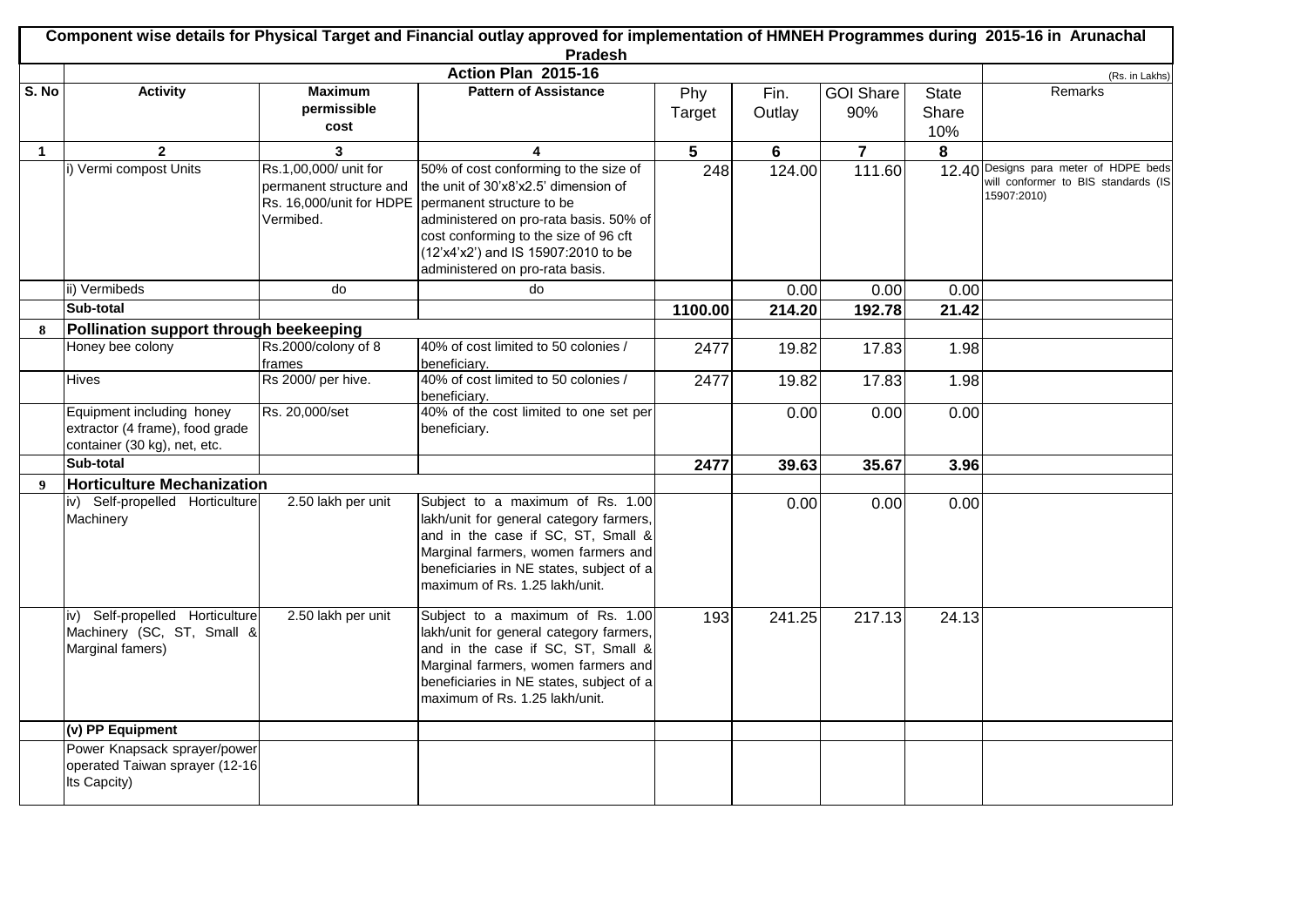**Component wise details for Physical Target and Financial outlay approved for implementation of HMNEH Programmes during 2015-16 in Arunachal Pradesh**

**Action Plan 2015-16**

(Rs. in Lakhs)

| S. No | Activity | Maximum permissible cost | Pattern of Assistance | Phy Target | Fin. Outlay | GOI Share 90% | State Share 10% | Remarks |
|---|---|---|---|---|---|---|---|---|
| 1 | 2 | 3 | 4 | 5 | 6 | 7 | 8 | |
| | i) Vermi compost Units | Rs.1,00,000/ unit for permanent structure and Rs. 16,000/unit for HDPE Vermibed. | 50% of cost conforming to the size of the unit of 30'x8'x2.5' dimension of permanent structure to be administered on pro-rata basis. 50% of cost conforming to the size of 96 cft (12'x4'x2') and IS 15907:2010 to be administered on pro-rata basis. | 248 | 124.00 | 111.60 | 12.40 | Designs para meter of HDPE beds will conformer to BIS standards (IS 15907:2010) |
| | ii) Vermibeds | do | do | | 0.00 | 0.00 | 0.00 | |
| | **Sub-total** | | | **1100.00** | **214.20** | **192.78** | **21.42** | |
| **8** | **Pollination support through beekeeping** | | | | | | | |
| | Honey bee colony | Rs.2000/colony of 8 frames | 40% of cost limited to 50 colonies / beneficiary. | 2477 | 19.82 | 17.83 | 1.98 | |
| | Hives | Rs 2000/ per hive. | 40% of cost limited to 50 colonies / beneficiary. | 2477 | 19.82 | 17.83 | 1.98 | |
| | Equipment including honey extractor (4 frame), food grade container (30 kg), net, etc. | Rs. 20,000/set | 40% of the cost limited to one set per beneficiary. | | 0.00 | 0.00 | 0.00 | |
| | **Sub-total** | | | **2477** | **39.63** | **35.67** | **3.96** | |
| **9** | **Horticulture Mechanization** | | | | | | | |
| | iv) Self-propelled Horticulture Machinery | 2.50 lakh per unit | Subject to a maximum of Rs. 1.00 lakh/unit for general category farmers, and in the case if SC, ST, Small & Marginal farmers, women farmers and beneficiaries in NE states, subject of a maximum of Rs. 1.25 lakh/unit. | | 0.00 | 0.00 | 0.00 | |
| | iv) Self-propelled Horticulture Machinery (SC, ST, Small & Marginal famers) | 2.50 lakh per unit | Subject to a maximum of Rs. 1.00 lakh/unit for general category farmers, and in the case if SC, ST, Small & Marginal farmers, women farmers and beneficiaries in NE states, subject of a maximum of Rs. 1.25 lakh/unit. | 193 | 241.25 | 217.13 | 24.13 | |
| | **(v) PP Equipment** | | | | | | | |
| | Power Knapsack sprayer/power operated Taiwan sprayer (12-16 lts Capcity) | | | | | | | |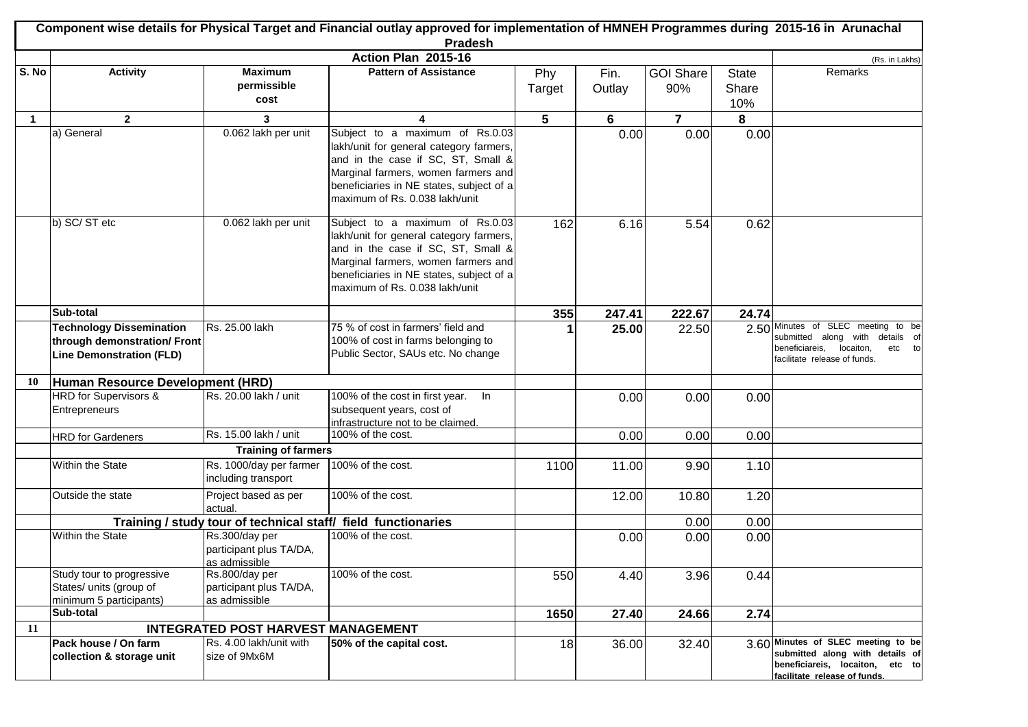## Component wise details for Physical Target and Financial outlay approved for implementation of HMNEH Programmes during 2015-16 in Arunachal Pradesh

### Action Plan 2015-16

(Rs. in Lakhs)

| S. No | Activity | Maximum permissible cost | Pattern of Assistance | Phy Target | Fin. Outlay | GOI Share 90% | State Share 10% | Remarks |
|---|---|---|---|---|---|---|---|---|
| 1 | 2 | 3 | 4 | 5 | 6 | 7 | 8 | |
| | a) General | 0.062 lakh per unit | Subject to a maximum of Rs.0.03 lakh/unit for general category farmers, and in the case if SC, ST, Small & Marginal farmers, women farmers and beneficiaries in NE states, subject of a maximum of Rs. 0.038 lakh/unit | | 0.00 | 0.00 | 0.00 | |
| | b) SC/ ST etc | 0.062 lakh per unit | Subject to a maximum of Rs.0.03 lakh/unit for general category farmers, and in the case if SC, ST, Small & Marginal farmers, women farmers and beneficiaries in NE states, subject of a maximum of Rs. 0.038 lakh/unit | 162 | 6.16 | 5.54 | 0.62 | |
| | **Sub-total** | | | **355** | **247.41** | **222.67** | **24.74** | |
| | **Technology Dissemination through demonstration/ Front Line Demonstration (FLD)** | Rs. 25.00 lakh | 75 % of cost in farmers' field and 100% of cost in farms belonging to Public Sector, SAUs etc. No change | **1** | **25.00** | 22.50 | 2.50 | Minutes of SLEC meeting to be submitted along with details of beneficiareis, locaiton, etc to facilitate release of funds. |
| **10** | **Human Resource Development (HRD)** | | | | | | | |
| | HRD for Supervisors & Entrepreneurs | Rs. 20.00 lakh / unit | 100% of the cost in first year. In subsequent years, cost of infrastructure not to be claimed. | | 0.00 | 0.00 | 0.00 | |
| | HRD for Gardeners | Rs. 15.00 lakh / unit | 100% of the cost. | | 0.00 | 0.00 | 0.00 | |
| | | **Training of farmers** | | | | | | |
| | Within the State | Rs. 1000/day per farmer including transport | 100% of the cost. | 1100 | 11.00 | 9.90 | 1.10 | |
| | Outside the state | Project based as per actual. | 100% of the cost. | | 12.00 | 10.80 | 1.20 | |
| | **Training / study tour of technical staff/ field functionaries** | | | | | 0.00 | 0.00 | |
| | Within the State | Rs.300/day per participant plus TA/DA, as admissible | 100% of the cost. | | 0.00 | 0.00 | 0.00 | |
| | Study tour to progressive States/ units (group of minimum 5 participants) | Rs.800/day per participant plus TA/DA, as admissible | 100% of the cost. | 550 | 4.40 | 3.96 | 0.44 | |
| | **Sub-total** | | | **1650** | **27.40** | **24.66** | **2.74** | |
| **11** | **INTEGRATED POST HARVEST MANAGEMENT** | | | | | | | |
| | **Pack house / On farm collection & storage unit** | Rs. 4.00 lakh/unit with size of 9Mx6M | **50% of the capital cost.** | 18 | 36.00 | 32.40 | 3.60 | **Minutes of SLEC meeting to be submitted along with details of beneficiareis, locaiton, etc to facilitate release of funds.** |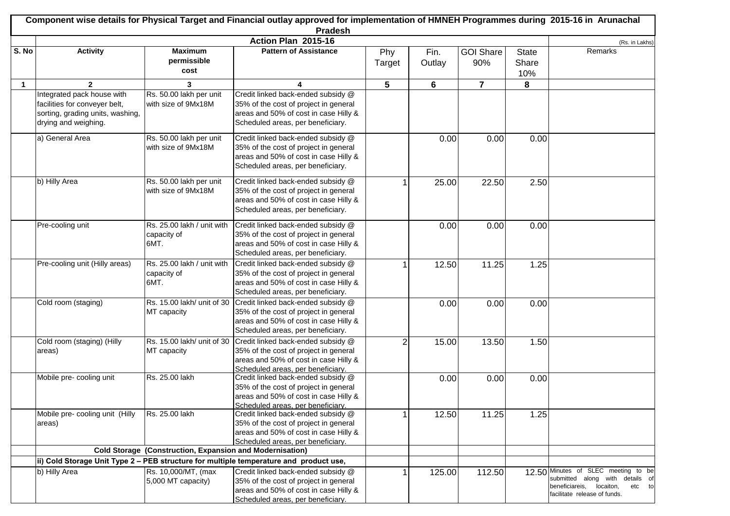# Component wise details for Physical Target and Financial outlay approved for implementation of HMNEH Programmes during 2015-16 in Arunachal Pradesh

## Action Plan 2015-16

(Rs. in Lakhs)

| S. No | Activity | Maximum permissible cost | Pattern of Assistance | Phy Target | Fin. Outlay | GOI Share 90% | State Share 10% | Remarks |
|---|---|---|---|---|---|---|---|---|
| 1 | 2 | 3 | 4 | 5 | 6 | 7 | 8 | |
| | Integrated pack house with facilities for conveyer belt, sorting, grading units, washing, drying and weighing. | Rs. 50.00 lakh per unit with size of 9Mx18M | Credit linked back-ended subsidy @ 35% of the cost of project in general areas and 50% of cost in case Hilly & Scheduled areas, per beneficiary. | | | | | |
| | a) General Area | Rs. 50.00 lakh per unit with size of 9Mx18M | Credit linked back-ended subsidy @ 35% of the cost of project in general areas and 50% of cost in case Hilly & Scheduled areas, per beneficiary. | | 0.00 | 0.00 | 0.00 | |
| | b) Hilly Area | Rs. 50.00 lakh per unit with size of 9Mx18M | Credit linked back-ended subsidy @ 35% of the cost of project in general areas and 50% of cost in case Hilly & Scheduled areas, per beneficiary. | 1 | 25.00 | 22.50 | 2.50 | |
| | Pre-cooling unit | Rs. 25.00 lakh / unit with capacity of 6MT. | Credit linked back-ended subsidy @ 35% of the cost of project in general areas and 50% of cost in case Hilly & Scheduled areas, per beneficiary. | | 0.00 | 0.00 | 0.00 | |
| | Pre-cooling unit (Hilly areas) | Rs. 25.00 lakh / unit with capacity of 6MT. | Credit linked back-ended subsidy @ 35% of the cost of project in general areas and 50% of cost in case Hilly & Scheduled areas, per beneficiary. | 1 | 12.50 | 11.25 | 1.25 | |
| | Cold room (staging) | Rs. 15.00 lakh/ unit of 30 MT capacity | Credit linked back-ended subsidy @ 35% of the cost of project in general areas and 50% of cost in case Hilly & Scheduled areas, per beneficiary. | | 0.00 | 0.00 | 0.00 | |
| | Cold room (staging) (Hilly areas) | Rs. 15.00 lakh/ unit of 30 MT capacity | Credit linked back-ended subsidy @ 35% of the cost of project in general areas and 50% of cost in case Hilly & Scheduled areas, per beneficiary. | 2 | 15.00 | 13.50 | 1.50 | |
| | Mobile pre- cooling unit | Rs. 25.00 lakh | Credit linked back-ended subsidy @ 35% of the cost of project in general areas and 50% of cost in case Hilly & Scheduled areas, per beneficiary. | | 0.00 | 0.00 | 0.00 | |
| | Mobile pre- cooling unit (Hilly areas) | Rs. 25.00 lakh | Credit linked back-ended subsidy @ 35% of the cost of project in general areas and 50% of cost in case Hilly & Scheduled areas, per beneficiary. | 1 | 12.50 | 11.25 | 1.25 | |
| | **Cold Storage (Construction, Expansion and Modernisation)** | | | | | | | |
| | **ii) Cold Storage Unit Type 2 – PEB structure for multiple temperature and product use,** | | | | | | | |
| | b) Hilly Area | Rs. 10,000/MT, (max 5,000 MT capacity) | Credit linked back-ended subsidy @ 35% of the cost of project in general areas and 50% of cost in case Hilly & Scheduled areas, per beneficiary. | 1 | 125.00 | 112.50 | 12.50 | Minutes of SLEC meeting to be submitted along with details of beneficiareis, locaiton, etc to facilitate release of funds. |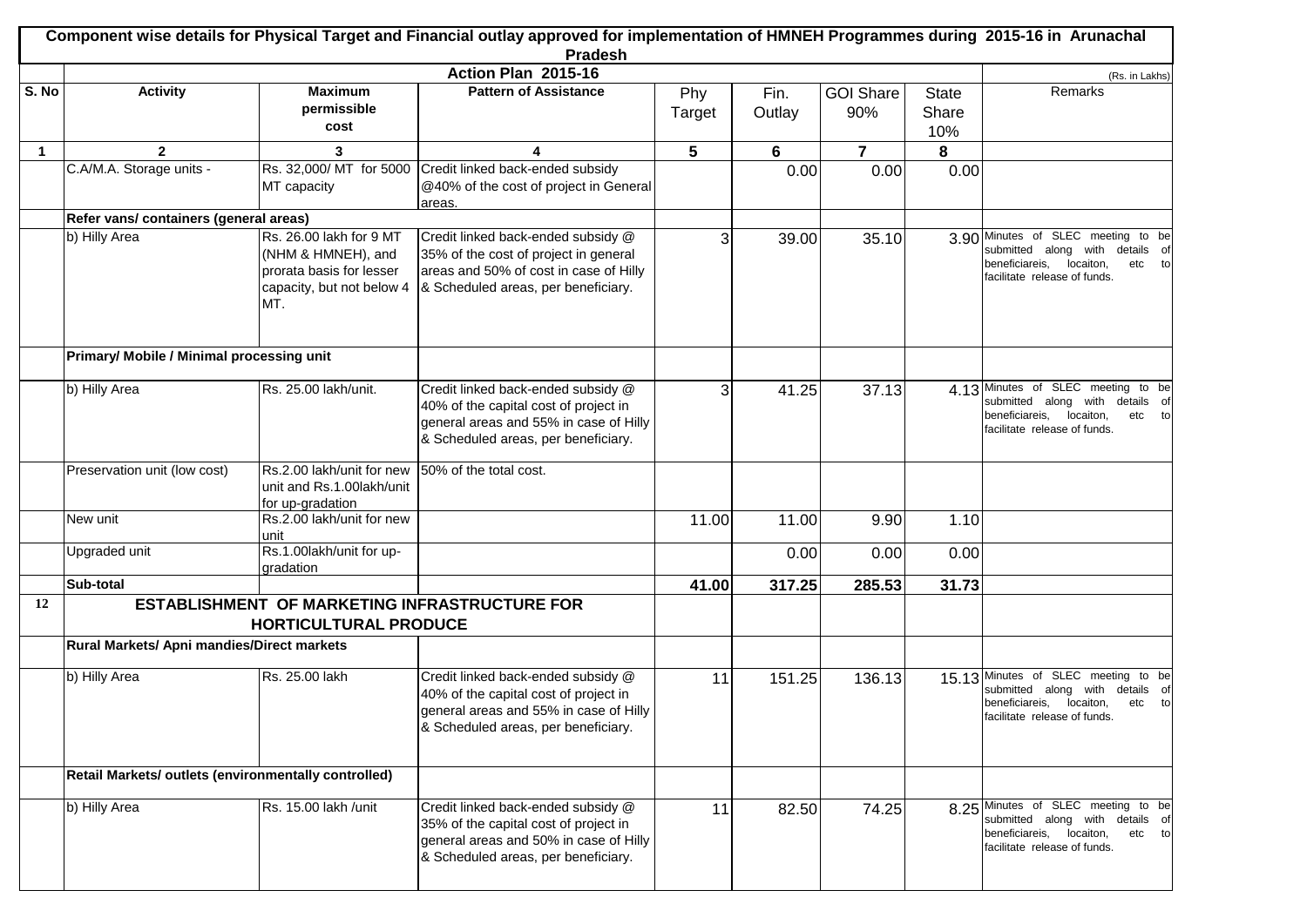# Component wise details for Physical Target and Financial outlay approved for implementation of HMNEH Programmes during 2015-16 in Arunachal Pradesh

## Action Plan 2015-16

(Rs. in Lakhs)

| S. No | Activity | Maximum permissible cost | Pattern of Assistance | Phy Target | Fin. Outlay | GOI Share 90% | State Share 10% | Remarks |
|---|---|---|---|---|---|---|---|---|
| 1 | 2 | 3 | 4 | 5 | 6 | 7 | 8 | |
| | C.A/M.A. Storage units - | Rs. 32,000/ MT for 5000 MT capacity | Credit linked back-ended subsidy @40% of the cost of project in General areas. | | 0.00 | 0.00 | 0.00 | |
| | **Refer vans/ containers (general areas)** | | | | | | | |
| | b) Hilly Area | Rs. 26.00 lakh for 9 MT (NHM & HMNEH), and prorata basis for lesser capacity, but not below 4 MT. | Credit linked back-ended subsidy @ 35% of the cost of project in general areas and 50% of cost in case of Hilly & Scheduled areas, per beneficiary. | 3 | 39.00 | 35.10 | 3.90 | Minutes of SLEC meeting to be submitted along with details of beneficiareis, locaiton, etc to facilitate release of funds. |
| | **Primary/ Mobile / Minimal processing unit** | | | | | | | |
| | b) Hilly Area | Rs. 25.00 lakh/unit. | Credit linked back-ended subsidy @ 40% of the capital cost of project in general areas and 55% in case of Hilly & Scheduled areas, per beneficiary. | 3 | 41.25 | 37.13 | 4.13 | Minutes of SLEC meeting to be submitted along with details of beneficiareis, locaiton, etc to facilitate release of funds. |
| | Preservation unit (low cost) | Rs.2.00 lakh/unit for new unit and Rs.1.00lakh/unit for up-gradation | 50% of the total cost. | | | | | |
| | New unit | Rs.2.00 lakh/unit for new unit | | 11.00 | 11.00 | 9.90 | 1.10 | |
| | Upgraded unit | Rs.1.00lakh/unit for up-gradation | | | 0.00 | 0.00 | 0.00 | |
| | **Sub-total** | | | **41.00** | **317.25** | **285.53** | **31.73** | |
| **12** | **ESTABLISHMENT OF MARKETING INFRASTRUCTURE FOR HORTICULTURAL PRODUCE** | | | | | | | |
| | **Rural Markets/ Apni mandies/Direct markets** | | | | | | | |
| | b) Hilly Area | Rs. 25.00 lakh | Credit linked back-ended subsidy @ 40% of the capital cost of project in general areas and 55% in case of Hilly & Scheduled areas, per beneficiary. | 11 | 151.25 | 136.13 | 15.13 | Minutes of SLEC meeting to be submitted along with details of beneficiareis, locaiton, etc to facilitate release of funds. |
| | **Retail Markets/ outlets (environmentally controlled)** | | | | | | | |
| | b) Hilly Area | Rs. 15.00 lakh /unit | Credit linked back-ended subsidy @ 35% of the capital cost of project in general areas and 50% in case of Hilly & Scheduled areas, per beneficiary. | 11 | 82.50 | 74.25 | 8.25 | Minutes of SLEC meeting to be submitted along with details of beneficiareis, locaiton, etc to facilitate release of funds. |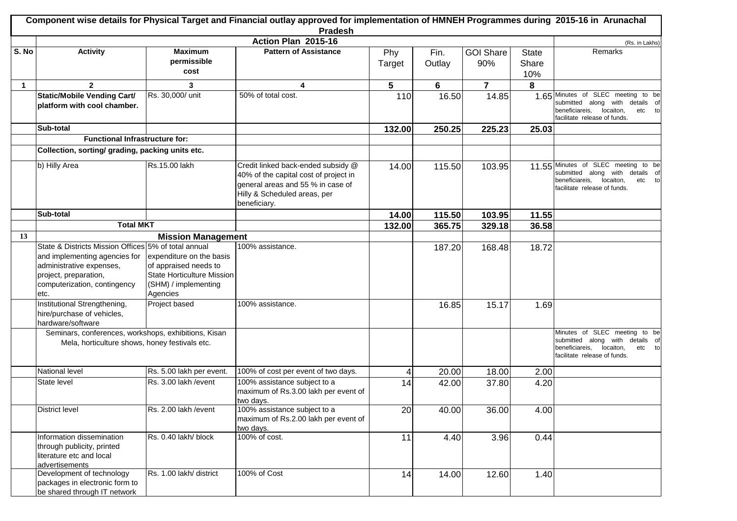# Component wise details for Physical Target and Financial outlay approved for implementation of HMNEH Programmes during 2015-16 in Arunachal Pradesh

## Action Plan 2015-16

(Rs. in Lakhs)

| S. No | Activity | Maximum permissible cost | Pattern of Assistance | Phy Target | Fin. Outlay | GOI Share 90% | State Share 10% | Remarks |
|---|---|---|---|---|---|---|---|---|
| 1 | 2 | 3 | 4 | 5 | 6 | 7 | 8 | |
| | **Static/Mobile Vending Cart/ platform with cool chamber.** | Rs. 30,000/ unit | 50% of total cost. | 110 | 16.50 | 14.85 | 1.65 | Minutes of SLEC meeting to be submitted along with details of beneficiareis, locaiton, etc to facilitate release of funds. |
| | **Sub-total** | | | **132.00** | **250.25** | **225.23** | **25.03** | |
| | **Functional Infrastructure for:** | | | | | | | |
| | **Collection, sorting/ grading, packing units etc.** | | | | | | | |
| | b) Hilly Area | Rs.15.00 lakh | Credit linked back-ended subsidy @ 40% of the capital cost of project in general areas and 55 % in case of Hilly & Scheduled areas, per beneficiary. | 14.00 | 115.50 | 103.95 | 11.55 | Minutes of SLEC meeting to be submitted along with details of beneficiareis, locaiton, etc to facilitate release of funds. |
| | **Sub-total** | | | **14.00** | **115.50** | **103.95** | **11.55** | |
| | **Total MKT** | | | **132.00** | **365.75** | **329.18** | **36.58** | |
| **13** | **Mission Management** | | | | | | | |
| | State & Districts Mission Offices and implementing agencies for administrative expenses, project, preparation, computerization, contingency etc. | 5% of total annual expenditure on the basis of appraised needs to State Horticulture Mission (SHM) / implementing Agencies | 100% assistance. | | 187.20 | 168.48 | 18.72 | |
| | Institutional Strengthening, hire/purchase of vehicles, hardware/software | Project based | 100% assistance. | | 16.85 | 15.17 | 1.69 | |
| | Seminars, conferences, workshops, exhibitions, Kisan Mela, horticulture shows, honey festivals etc. | | | | | | | Minutes of SLEC meeting to be submitted along with details of beneficiareis, locaiton, etc to facilitate release of funds. |
| | National level | Rs. 5.00 lakh per event. | 100% of cost per event of two days. | 4 | 20.00 | 18.00 | 2.00 | |
| | State level | Rs. 3.00 lakh /event | 100% assistance subject to a maximum of Rs.3.00 lakh per event of two days. | 14 | 42.00 | 37.80 | 4.20 | |
| | District level | Rs. 2.00 lakh /event | 100% assistance subject to a maximum of Rs.2.00 lakh per event of two days. | 20 | 40.00 | 36.00 | 4.00 | |
| | Information dissemination through publicity, printed literature etc and local advertisements | Rs. 0.40 lakh/ block | 100% of cost. | 11 | 4.40 | 3.96 | 0.44 | |
| | Development of technology packages in electronic form to be shared through IT network | Rs. 1.00 lakh/ district | 100% of Cost | 14 | 14.00 | 12.60 | 1.40 | |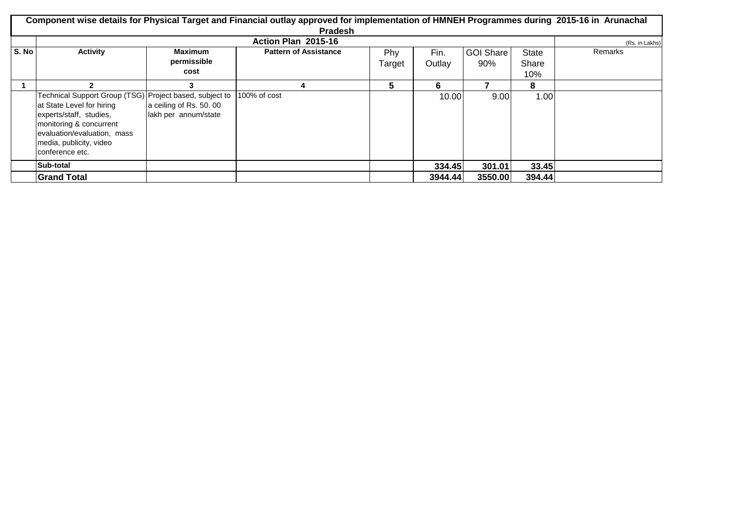## Component wise details for Physical Target and Financial outlay approved for implementation of HMNEH Programmes during 2015-16 in Arunachal Pradesh

### Action Plan 2015-16

(Rs. in Lakhs)

| S. No | Activity | Maximum permissible cost | Pattern of Assistance | Phy Target | Fin. Outlay | GOI Share 90% | State Share 10% | Remarks |
|---|---|---|---|---|---|---|---|---|
| 1 | 2 | 3 | 4 | 5 | 6 | 7 | 8 | |
| | Technical Support Group (TSG) at State Level for hiring experts/staff, studies, monitoring & concurrent evaluation/evaluation, mass media, publicity, video conference etc. | Project based, subject to a ceiling of Rs. 50. 00 lakh per annum/state | 100% of cost | | 10.00 | 9.00 | 1.00 | |
| | **Sub-total** | | | | **334.45** | **301.01** | **33.45** | |
| | **Grand Total** | | | | **3944.44** | **3550.00** | **394.44** | |